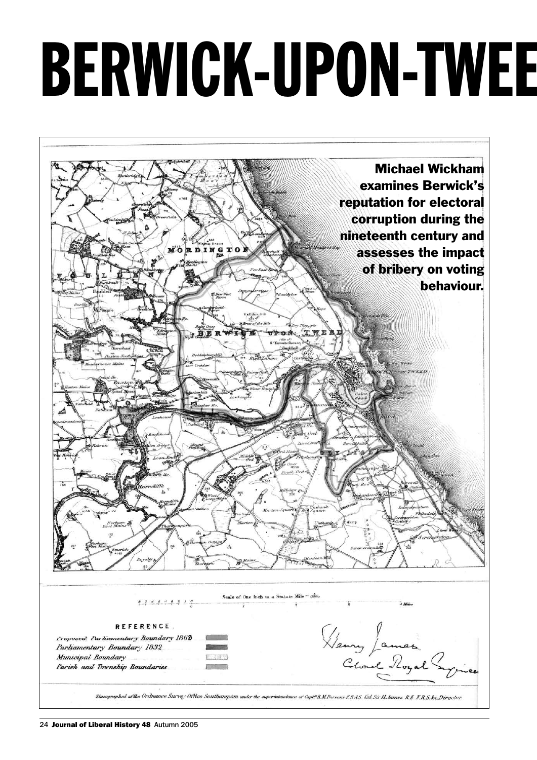# BERWICK-UPON-TWEE

**Michael Wickham examines Berwick's reputation for electoral corruption during the nineteenth century and assesses the impact of bribery on voting behaviour.**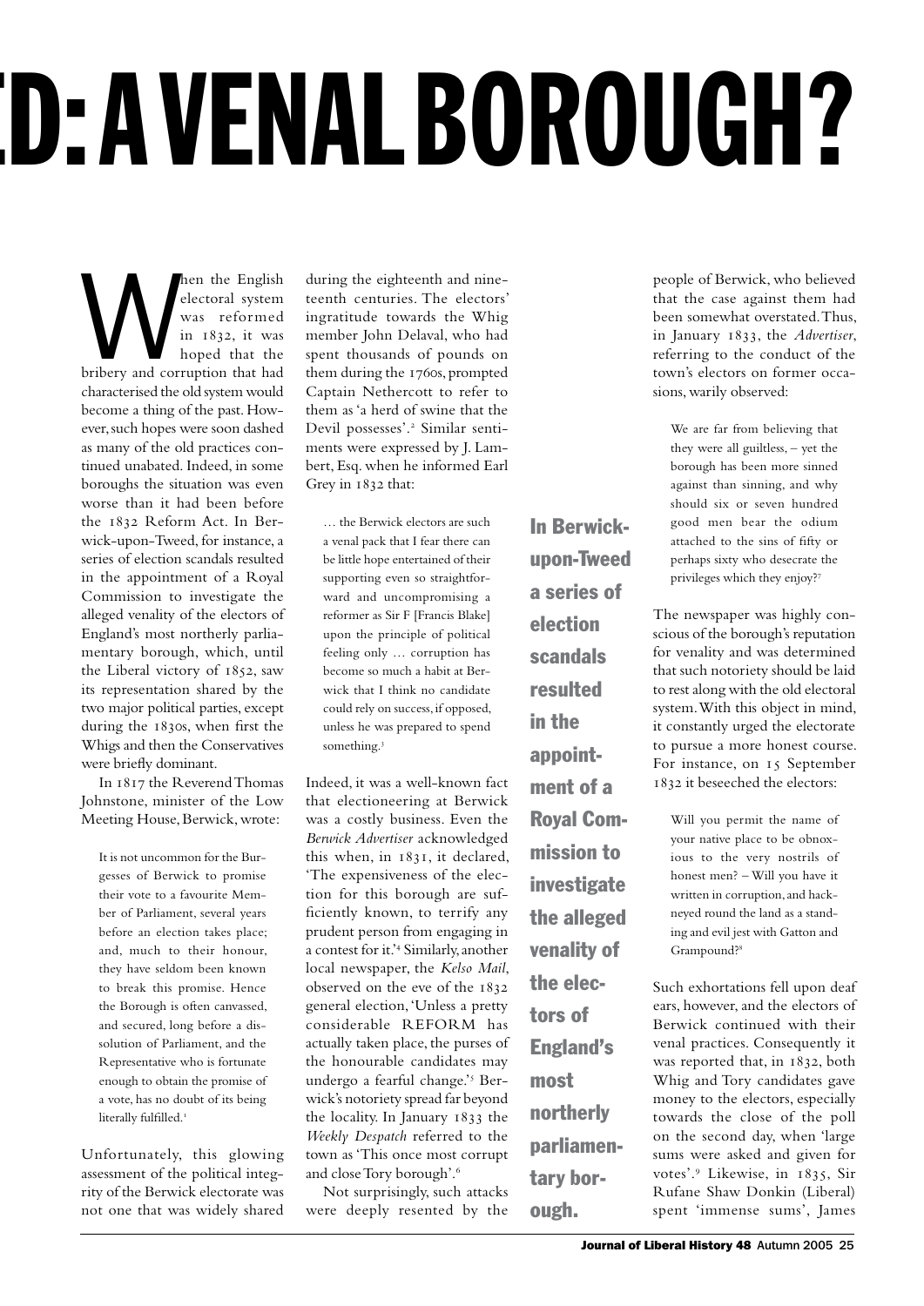# D: A VENAL BOROUGH?

When the English electoral system was reformed in 1832, it was hoped that the bribery and corruption that had characterised the old system would become a thing of the past. However, such hopes were soon dashed as many of the old practices continued unabated. Indeed, in some boroughs the situation was even worse than it had been before the 1832 Reform Act. In Berwick-upon-Tweed, for instance, a series of election scandals resulted in the appointment of a Royal Commission to investigate the alleged venality of the electors of England's most northerly parliamentary borough, which, until the Liberal victory of 1852, saw its representation shared by the two major political parties, except during the 1830s, when first the Whigs and then the Conservatives were briefly dominant.

In 1817 the Reverend Thomas Johnstone, minister of the Low Meeting House, Berwick, wrote:

> It is not uncommon for the Burgesses of Berwick to promise their vote to a favourite Member of Parliament, several years before an election takes place; and, much to their honour, they have seldom been known to break this promise. Hence the Borough is often canvassed, and secured, long before a dissolution of Parliament, and the Representative who is fortunate enough to obtain the promise of a vote, has no doubt of its being literally fulfilled.[1]

Unfortunately, this glowing assessment of the political integrity of the Berwick electorate was not one that was widely shared during the eighteenth and nineteenth centuries. The electors' ingratitude towards the Whig member John Delaval, who had spent thousands of pounds on them during the 1760s, prompted Captain Nethercott to refer to them as 'a herd of swine that the Devil possesses'.[2] Similar sentiments were expressed by J. Lambert, Esq. when he informed Earl Grey in 1832 that:

> … the Berwick electors are such a venal pack that I fear there can be little hope entertained of their supporting even so straightforward and uncompromising a reformer as Sir F [Francis Blake] upon the principle of political feeling only … corruption has become so much a habit at Berwick that I think no candidate could rely on success, if opposed, unless he was prepared to spend something.[3]

Indeed, it was a well-known fact that electioneering at Berwick was a costly business. Even the *Berwick Advertiser* acknowledged this when, in 1831, it declared, 'The expensiveness of the election for this borough are sufficiently known, to terrify any prudent person from engaging in a contest for it.'[4] Similarly, another local newspaper, the *Kelso Mail*, observed on the eve of the 1832 general election, 'Unless a pretty considerable REFORM has actually taken place, the purses of the honourable candidates may undergo a fearful change.'[5] Berwick's notoriety spread far beyond the locality. In January 1833 the *Weekly Despatch* referred to the town as 'This once most corrupt and close Tory borough'.[6]

Not surprisingly, such attacks were deeply resented by the people of Berwick, who believed that the case against them had been somewhat overstated. Thus, in January 1833, the *Advertiser*, referring to the conduct of the town's electors on former occasions, warily observed:

> We are far from believing that they were all guiltless, – yet the borough has been more sinned against than sinning, and why should six or seven hundred good men bear the odium attached to the sins of fifty or perhaps sixty who desecrate the privileges which they enjoy?[7]

**In Berwick-upon-Tweed a series of election scandals resulted in the appointment of a Royal Commission to investigate the alleged venality of the electors of England's most northerly parliamentary borough.**

The newspaper was highly conscious of the borough's reputation for venality and was determined that such notoriety should be laid to rest along with the old electoral system. With this object in mind, it constantly urged the electorate to pursue a more honest course. For instance, on 15 September 1832 it beseeched the electors:

> Will you permit the name of your native place to be obnoxious to the very nostrils of honest men? – Will you have it written in corruption, and hackneyed round the land as a standing and evil jest with Gatton and Grampound?[8]

Such exhortations fell upon deaf ears, however, and the electors of Berwick continued with their venal practices. Consequently it was reported that, in 1832, both Whig and Tory candidates gave money to the electors, especially towards the close of the poll on the second day, when 'large sums were asked and given for votes'.[9] Likewise, in 1835, Sir Rufane Shaw Donkin (Liberal) spent 'immense sums', James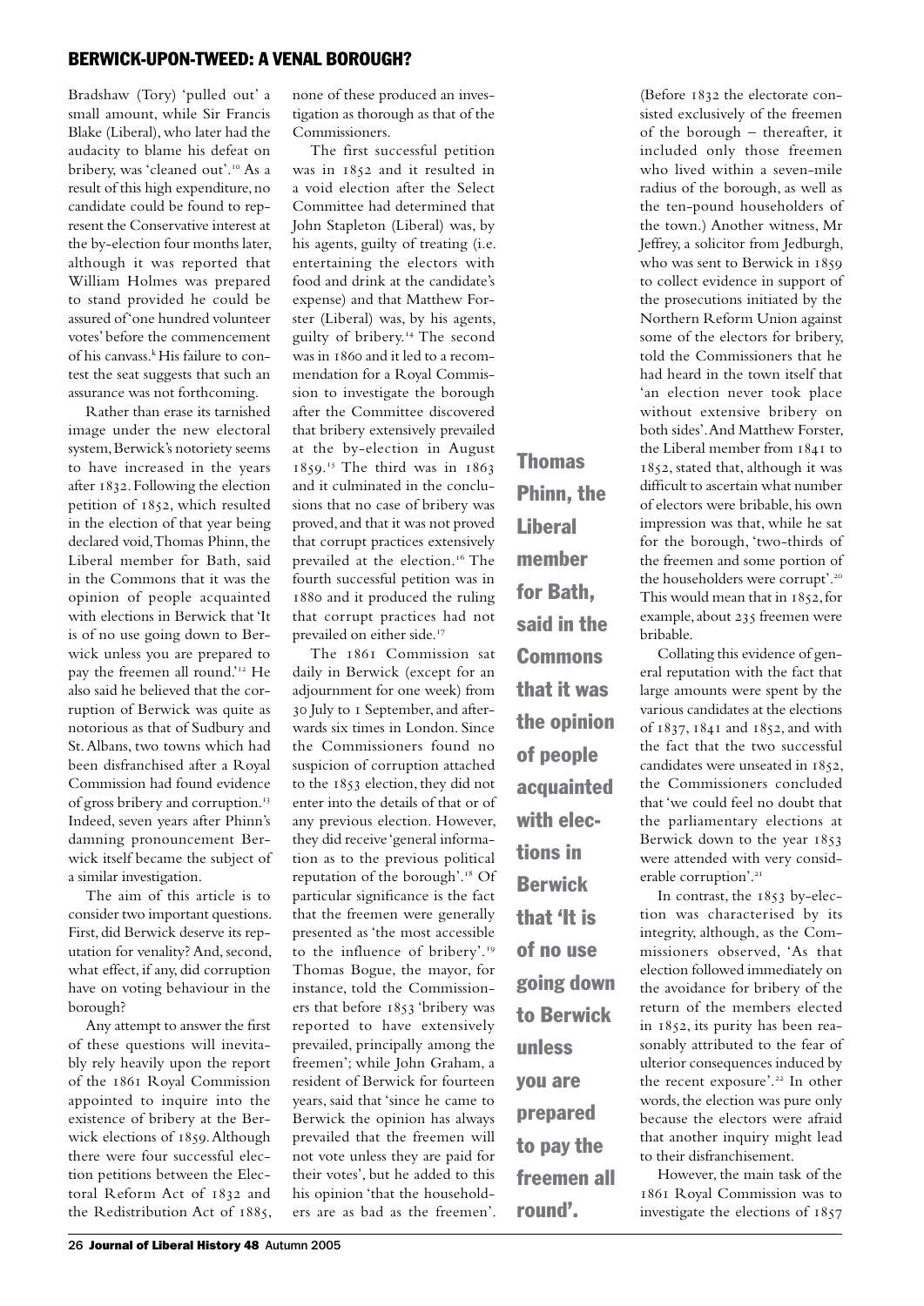Bradshaw (Tory) 'pulled out' a small amount, while Sir Francis Blake (Liberal), who later had the audacity to blame his defeat on bribery, was 'cleaned out'.[10] As a result of this high expenditure, no candidate could be found to represent the Conservative interest at the by-election four months later, although it was reported that William Holmes was prepared to stand provided he could be assured of 'one hundred volunteer votes' before the commencement of his canvass.[k] His failure to contest the seat suggests that such an assurance was not forthcoming.

Rather than erase its tarnished image under the new electoral system, Berwick's notoriety seems to have increased in the years after 1832. Following the election petition of 1852, which resulted in the election of that year being declared void, Thomas Phinn, the Liberal member for Bath, said in the Commons that it was the opinion of people acquainted with elections in Berwick that 'It is of no use going down to Berwick unless you are prepared to pay the freemen all round.'[12] He also said he believed that the corruption of Berwick was quite as notorious as that of Sudbury and St. Albans, two towns which had been disfranchised after a Royal Commission had found evidence of gross bribery and corruption.[13] Indeed, seven years after Phinn's damning pronouncement Berwick itself became the subject of a similar investigation.

The aim of this article is to consider two important questions. First, did Berwick deserve its reputation for venality? And, second, what effect, if any, did corruption have on voting behaviour in the borough?

Any attempt to answer the first of these questions will inevitably rely heavily upon the report of the 1861 Royal Commission appointed to inquire into the existence of bribery at the Berwick elections of 1859. Although there were four successful election petitions between the Electoral Reform Act of 1832 and the Redistribution Act of 1885, none of these produced an investigation as thorough as that of the Commissioners.

The first successful petition was in 1852 and it resulted in a void election after the Select Committee had determined that John Stapleton (Liberal) was, by his agents, guilty of treating (i.e. entertaining the electors with food and drink at the candidate's expense) and that Matthew Forster (Liberal) was, by his agents, guilty of bribery.[14] The second was in 1860 and it led to a recommendation for a Royal Commission to investigate the borough after the Committee discovered that bribery extensively prevailed at the by-election in August 1859.[15] The third was in 1863 and it culminated in the conclusions that no case of bribery was proved, and that it was not proved that corrupt practices extensively prevailed at the election.[16] The fourth successful petition was in 1880 and it produced the ruling that corrupt practices had not prevailed on either side.[17]

The 1861 Commission sat daily in Berwick (except for an adjournment for one week) from 30 July to 1 September, and afterwards six times in London. Since the Commissioners found no suspicion of corruption attached to the 1853 election, they did not enter into the details of that or of any previous election. However, they did receive 'general information as to the previous political reputation of the borough'.[18] Of particular significance is the fact that the freemen were generally presented as 'the most accessible to the influence of bribery'.[19] Thomas Bogue, the mayor, for instance, told the Commissioners that before 1853 'bribery was reported to have extensively prevailed, principally among the freemen'; while John Graham, a resident of Berwick for fourteen years, said that 'since he came to Berwick the opinion has always prevailed that the freemen will not vote unless they are paid for their votes', but he added to this his opinion 'that the householders are as bad as the freemen'. (Before 1832 the electorate consisted exclusively of the freemen of the borough – thereafter, it included only those freemen who lived within a seven-mile radius of the borough, as well as the ten-pound householders of the town.) Another witness, Mr Jeffrey, a solicitor from Jedburgh, who was sent to Berwick in 1859 to collect evidence in support of the prosecutions initiated by the Northern Reform Union against some of the electors for bribery, told the Commissioners that he had heard in the town itself that 'an election never took place without extensive bribery on both sides'. And Matthew Forster, the Liberal member from 1841 to 1852, stated that, although it was difficult to ascertain what number of electors were bribable, his own impression was that, while he sat for the borough, 'two-thirds of the freemen and some portion of the householders were corrupt'.[20] This would mean that in 1852, for example, about 235 freemen were bribable.

**Thomas Phinn, the Liberal member for Bath, said in the Commons that it was the opinion of people acquainted with elections in Berwick that 'It is of no use going down to Berwick unless you are prepared to pay the freemen all round'.**

Collating this evidence of general reputation with the fact that large amounts were spent by the various candidates at the elections of 1837, 1841 and 1852, and with the fact that the two successful candidates were unseated in 1852, the Commissioners concluded that 'we could feel no doubt that the parliamentary elections at Berwick down to the year 1853 were attended with very considerable corruption'.[21]

In contrast, the 1853 by-election was characterised by its integrity, although, as the Commissioners observed, 'As that election followed immediately on the avoidance for bribery of the return of the members elected in 1852, its purity has been reasonably attributed to the fear of ulterior consequences induced by the recent exposure'.[22] In other words, the election was pure only because the electors were afraid that another inquiry might lead to their disfranchisement.

However, the main task of the 1861 Royal Commission was to investigate the elections of 1857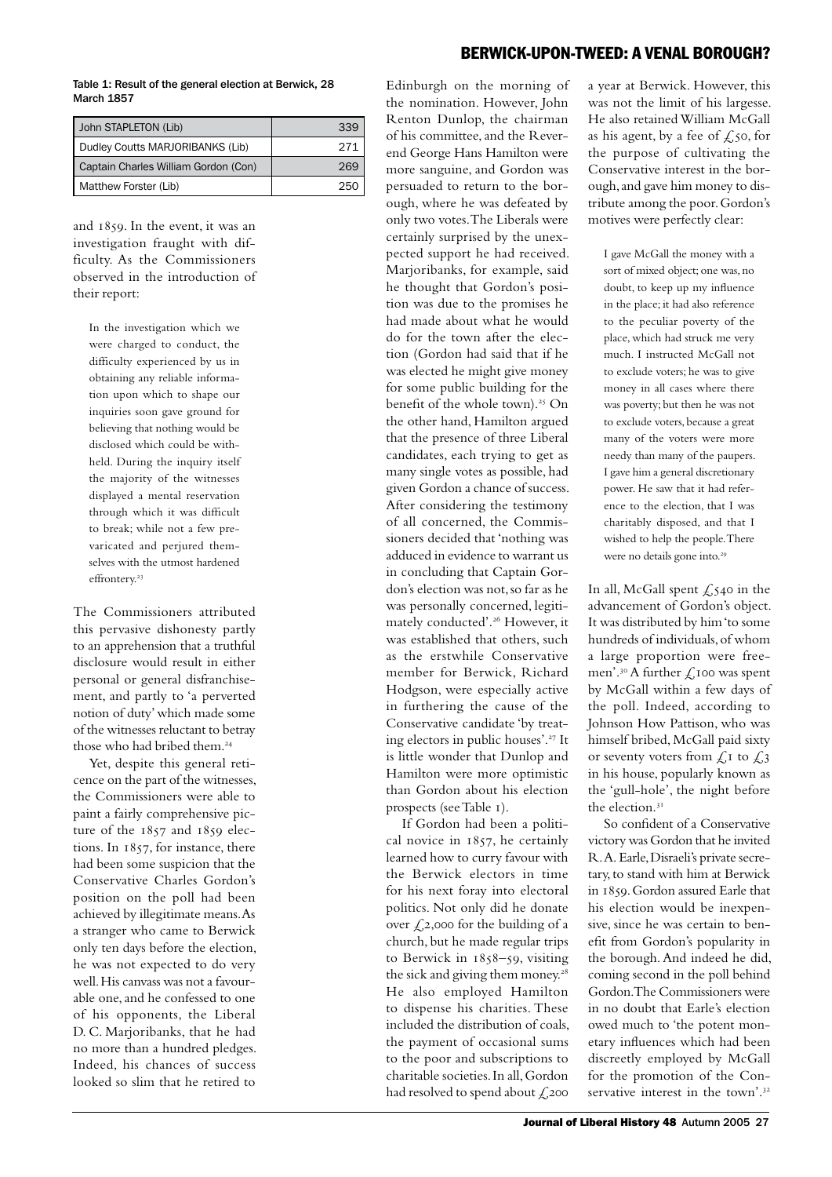Table 1: Result of the general election at Berwick, 28 March 1857

| Candidate | Votes |
|---|---|
| John STAPLETON (Lib) | 339 |
| Dudley Coutts MARJORIBANKS (Lib) | 271 |
| Captain Charles William Gordon (Con) | 269 |
| Matthew Forster (Lib) | 250 |

and 1859. In the event, it was an investigation fraught with difficulty. As the Commissioners observed in the introduction of their report:

> In the investigation which we were charged to conduct, the difficulty experienced by us in obtaining any reliable information upon which to shape our inquiries soon gave ground for believing that nothing would be disclosed which could be withheld. During the inquiry itself the majority of the witnesses displayed a mental reservation through which it was difficult to break; while not a few prevaricated and perjured themselves with the utmost hardened effrontery.[23]

The Commissioners attributed this pervasive dishonesty partly to an apprehension that a truthful disclosure would result in either personal or general disfranchisement, and partly to 'a perverted notion of duty' which made some of the witnesses reluctant to betray those who had bribed them.[24]

Yet, despite this general reticence on the part of the witnesses, the Commissioners were able to paint a fairly comprehensive picture of the 1857 and 1859 elections. In 1857, for instance, there had been some suspicion that the Conservative Charles Gordon's position on the poll had been achieved by illegitimate means. As a stranger who came to Berwick only ten days before the election, he was not expected to do very well. His canvass was not a favourable one, and he confessed to one of his opponents, the Liberal D. C. Marjoribanks, that he had no more than a hundred pledges. Indeed, his chances of success looked so slim that he retired to Edinburgh on the morning of the nomination. However, John Renton Dunlop, the chairman of his committee, and the Reverend George Hans Hamilton were more sanguine, and Gordon was persuaded to return to the borough, where he was defeated by only two votes. The Liberals were certainly surprised by the unexpected support he had received. Marjoribanks, for example, said he thought that Gordon's position was due to the promises he had made about what he would do for the town after the election (Gordon had said that if he was elected he might give money for some public building for the benefit of the whole town).[25] On the other hand, Hamilton argued that the presence of three Liberal candidates, each trying to get as many single votes as possible, had given Gordon a chance of success. After considering the testimony of all concerned, the Commissioners decided that 'nothing was adduced in evidence to warrant us in concluding that Captain Gordon's election was not, so far as he was personally concerned, legitimately conducted'.[26] However, it was established that others, such as the erstwhile Conservative member for Berwick, Richard Hodgson, were especially active in furthering the cause of the Conservative candidate 'by treating electors in public houses'.[27] It is little wonder that Dunlop and Hamilton were more optimistic than Gordon about his election prospects (see Table 1).

If Gordon had been a political novice in 1857, he certainly learned how to curry favour with the Berwick electors in time for his next foray into electoral politics. Not only did he donate over £2,000 for the building of a church, but he made regular trips to Berwick in 1858–59, visiting the sick and giving them money.[28] He also employed Hamilton to dispense his charities. These included the distribution of coals, the payment of occasional sums to the poor and subscriptions to charitable societies. In all, Gordon had resolved to spend about £200 a year at Berwick. However, this was not the limit of his largesse. He also retained William McGall as his agent, by a fee of £50, for the purpose of cultivating the Conservative interest in the borough, and gave him money to distribute among the poor. Gordon's motives were perfectly clear:

> I gave McGall the money with a sort of mixed object; one was, no doubt, to keep up my influence in the place; it had also reference to the peculiar poverty of the place, which had struck me very much. I instructed McGall not to exclude voters; he was to give money in all cases where there was poverty; but then he was not to exclude voters, because a great many of the voters were more needy than many of the paupers. I gave him a general discretionary power. He saw that it had reference to the election, that I was charitably disposed, and that I wished to help the people. There were no details gone into.[29]

In all, McGall spent £540 in the advancement of Gordon's object. It was distributed by him 'to some hundreds of individuals, of whom a large proportion were freemen'.[30] A further £100 was spent by McGall within a few days of the poll. Indeed, according to Johnson How Pattison, who was himself bribed, McGall paid sixty or seventy voters from £1 to £3 in his house, popularly known as the 'gull-hole', the night before the election.[31]

So confident of a Conservative victory was Gordon that he invited R. A. Earle, Disraeli's private secretary, to stand with him at Berwick in 1859. Gordon assured Earle that his election would be inexpensive, since he was certain to benefit from Gordon's popularity in the borough. And indeed he did, coming second in the poll behind Gordon. The Commissioners were in no doubt that Earle's election owed much to 'the potent monetary influences which had been discreetly employed by McGall for the promotion of the Conservative interest in the town'.[32]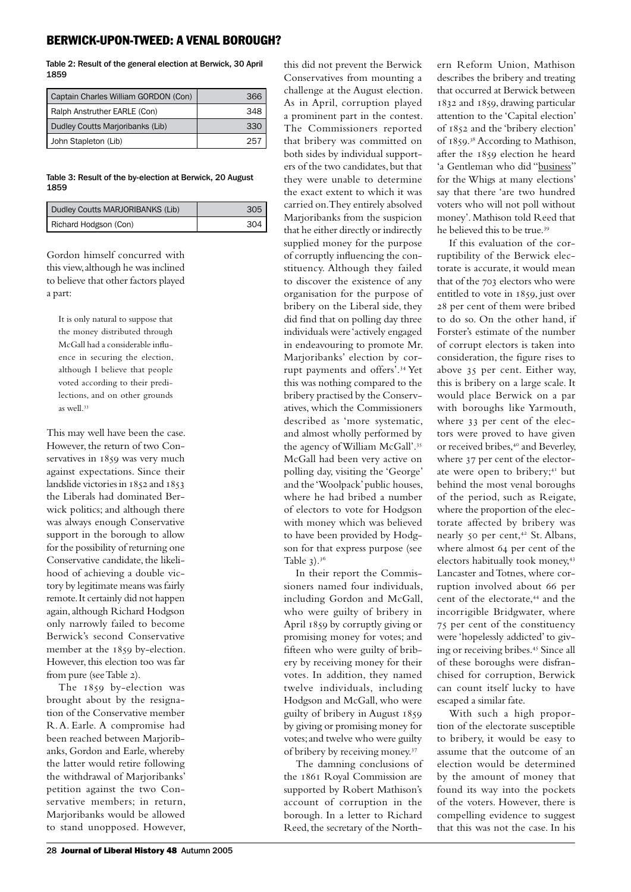Table 2: Result of the general election at Berwick, 30 April 1859

| Candidate | Votes |
| --- | --- |
| Captain Charles William GORDON (Con) | 366 |
| Ralph Anstruther EARLE (Con) | 348 |
| Dudley Coutts Marjoribanks (Lib) | 330 |
| John Stapleton (Lib) | 257 |

Table 3: Result of the by-election at Berwick, 20 August 1859

| Candidate | Votes |
| --- | --- |
| Dudley Coutts MARJORIBANKS (Lib) | 305 |
| Richard Hodgson (Con) | 304 |

Gordon himself concurred with this view, although he was inclined to believe that other factors played a part:

> It is only natural to suppose that the money distributed through McGall had a considerable influence in securing the election, although I believe that people voted according to their predilections, and on other grounds as well.[33]

This may well have been the case. However, the return of two Conservatives in 1859 was very much against expectations. Since their landslide victories in 1852 and 1853 the Liberals had dominated Berwick politics; and although there was always enough Conservative support in the borough to allow for the possibility of returning one Conservative candidate, the likelihood of achieving a double victory by legitimate means was fairly remote. It certainly did not happen again, although Richard Hodgson only narrowly failed to become Berwick's second Conservative member at the 1859 by-election. However, this election too was far from pure (see Table 2).

The 1859 by-election was brought about by the resignation of the Conservative member R. A. Earle. A compromise had been reached between Marjoribanks, Gordon and Earle, whereby the latter would retire following the withdrawal of Marjoribanks' petition against the two Conservative members; in return, Marjoribanks would be allowed to stand unopposed. However, this did not prevent the Berwick Conservatives from mounting a challenge at the August election. As in April, corruption played a prominent part in the contest. The Commissioners reported that bribery was committed on both sides by individual supporters of the two candidates, but that they were unable to determine the exact extent to which it was carried on. They entirely absolved Marjoribanks from the suspicion that he either directly or indirectly supplied money for the purpose of corruptly influencing the constituency. Although they failed to discover the existence of any organisation for the purpose of bribery on the Liberal side, they did find that on polling day three individuals were 'actively engaged in endeavouring to promote Mr. Marjoribanks' election by corrupt payments and offers'.[34] Yet this was nothing compared to the bribery practised by the Conservatives, which the Commissioners described as 'more systematic, and almost wholly performed by the agency of William McGall'.[35] McGall had been very active on polling day, visiting the 'George' and the 'Woolpack' public houses, where he had bribed a number of electors to vote for Hodgson with money which was believed to have been provided by Hodgson for that express purpose (see Table 3).[36]

In their report the Commissioners named four individuals, including Gordon and McGall, who were guilty of bribery in April 1859 by corruptly giving or promising money for votes; and fifteen who were guilty of bribery by receiving money for their votes. In addition, they named twelve individuals, including Hodgson and McGall, who were guilty of bribery in August 1859 by giving or promising money for votes; and twelve who were guilty of bribery by receiving money.[37]

The damning conclusions of the 1861 Royal Commission are supported by Robert Mathison's account of corruption in the borough. In a letter to Richard Reed, the secretary of the Northern Reform Union, Mathison describes the bribery and treating that occurred at Berwick between 1832 and 1859, drawing particular attention to the 'Capital election' of 1852 and the 'bribery election' of 1859.[38] According to Mathison, after the 1859 election he heard 'a Gentleman who did "business" for the Whigs at many elections' say that there 'are two hundred voters who will not poll without money'. Mathison told Reed that he believed this to be true.[39]

If this evaluation of the corruptibility of the Berwick electorate is accurate, it would mean that of the 703 electors who were entitled to vote in 1859, just over 28 per cent of them were bribed to do so. On the other hand, if Forster's estimate of the number of corrupt electors is taken into consideration, the figure rises to above 35 per cent. Either way, this is bribery on a large scale. It would place Berwick on a par with boroughs like Yarmouth, where 33 per cent of the electors were proved to have given or received bribes,[40] and Beverley, where 37 per cent of the electorate were open to bribery;[41] but behind the most venal boroughs of the period, such as Reigate, where the proportion of the electorate affected by bribery was nearly 50 per cent,[42] St. Albans, where almost 64 per cent of the electors habitually took money,[43] Lancaster and Totnes, where corruption involved about 66 per cent of the electorate,[44] and the incorrigible Bridgwater, where 75 per cent of the constituency were 'hopelessly addicted' to giving or receiving bribes.[45] Since all of these boroughs were disfranchised for corruption, Berwick can count itself lucky to have escaped a similar fate.

With such a high proportion of the electorate susceptible to bribery, it would be easy to assume that the outcome of an election would be determined by the amount of money that found its way into the pockets of the voters. However, there is compelling evidence to suggest that this was not the case. In his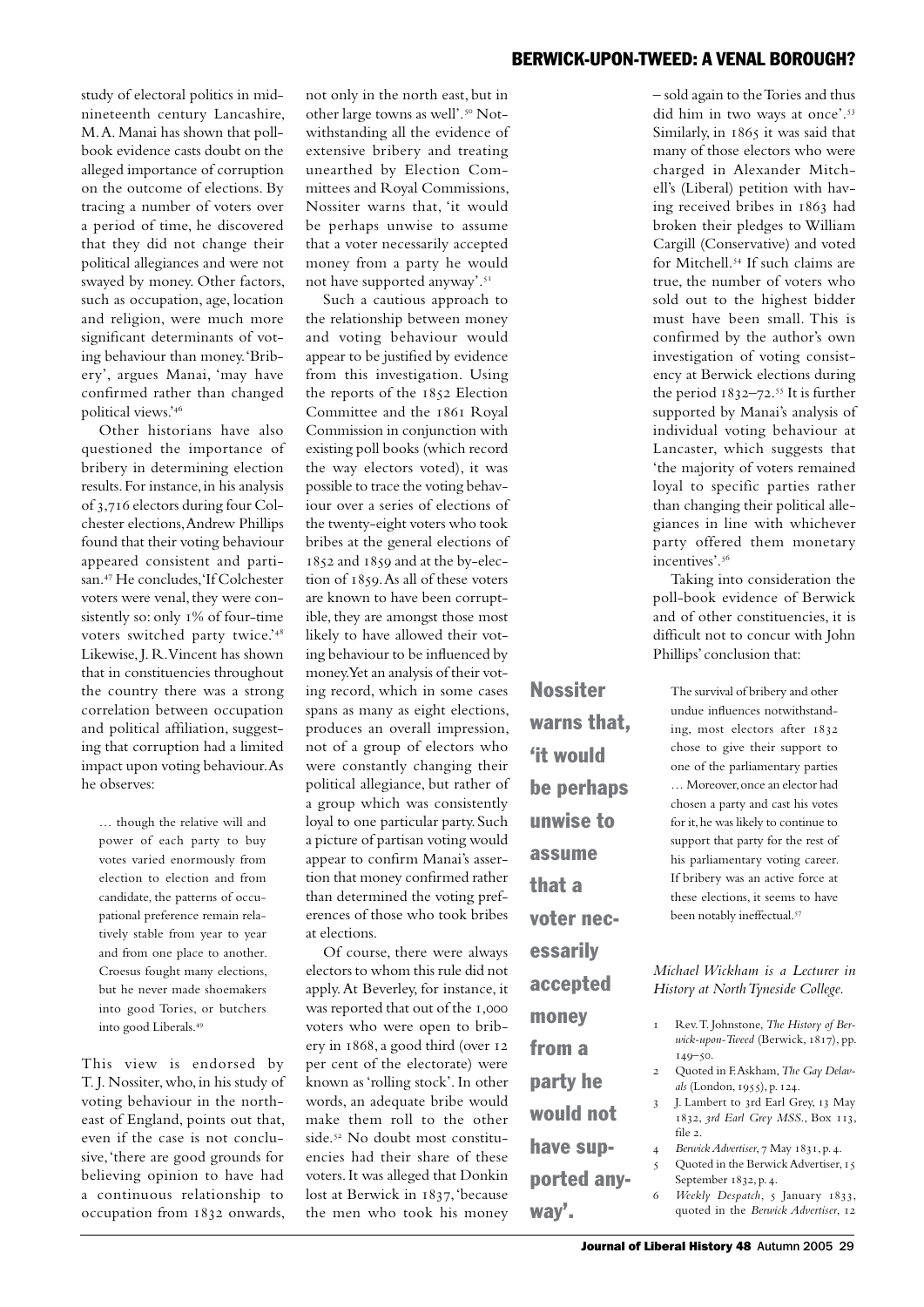study of electoral politics in mid-nineteenth century Lancashire, M. A. Manai has shown that poll-book evidence casts doubt on the alleged importance of corruption on the outcome of elections. By tracing a number of voters over a period of time, he discovered that they did not change their political allegiances and were not swayed by money. Other factors, such as occupation, age, location and religion, were much more significant determinants of voting behaviour than money. 'Bribery', argues Manai, 'may have confirmed rather than changed political views.'[46]

Other historians have also questioned the importance of bribery in determining election results. For instance, in his analysis of 3,716 electors during four Colchester elections, Andrew Phillips found that their voting behaviour appeared consistent and partisan.[47] He concludes, 'If Colchester voters were venal, they were consistently so: only 1% of four-time voters switched party twice.'[48] Likewise, J. R. Vincent has shown that in constituencies throughout the country there was a strong correlation between occupation and political affiliation, suggesting that corruption had a limited impact upon voting behaviour. As he observes:

> … though the relative will and power of each party to buy votes varied enormously from election to election and from candidate, the patterns of occupational preference remain relatively stable from year to year and from one place to another. Croesus fought many elections, but he never made shoemakers into good Tories, or butchers into good Liberals.[49]

This view is endorsed by T. J. Nossiter, who, in his study of voting behaviour in the north-east of England, points out that, even if the case is not conclusive, 'there are good grounds for believing opinion to have had a continuous relationship to occupation from 1832 onwards, not only in the north east, but in other large towns as well'.[50] Notwithstanding all the evidence of extensive bribery and treating unearthed by Election Committees and Royal Commissions, Nossiter warns that, 'it would be perhaps unwise to assume that a voter necessarily accepted money from a party he would not have supported anyway'.[51]

Such a cautious approach to the relationship between money and voting behaviour would appear to be justified by evidence from this investigation. Using the reports of the 1852 Election Committee and the 1861 Royal Commission in conjunction with existing poll books (which record the way electors voted), it was possible to trace the voting behaviour over a series of elections of the twenty-eight voters who took bribes at the general elections of 1852 and 1859 and at the by-election of 1859. As all of these voters are known to have been corruptible, they are amongst those most likely to have allowed their voting behaviour to be influenced by money. Yet an analysis of their voting record, which in some cases spans as many as eight elections, produces an overall impression, not of a group of electors who were constantly changing their political allegiance, but rather of a group which was consistently loyal to one particular party. Such a picture of partisan voting would appear to confirm Manai's assertion that money confirmed rather than determined the voting preferences of those who took bribes at elections.

Of course, there were always electors to whom this rule did not apply. At Beverley, for instance, it was reported that out of the 1,000 voters who were open to bribery in 1868, a good third (over 12 per cent of the electorate) were known as 'rolling stock'. In other words, an adequate bribe would make them roll to the other side.[52] No doubt most constituencies had their share of these voters. It was alleged that Donkin lost at Berwick in 1837, 'because the men who took his money – sold again to the Tories and thus did him in two ways at once'.[53] Similarly, in 1865 it was said that many of those electors who were charged in Alexander Mitchell's (Liberal) petition with having received bribes in 1863 had broken their pledges to William Cargill (Conservative) and voted for Mitchell.[54] If such claims are true, the number of voters who sold out to the highest bidder must have been small. This is confirmed by the author's own investigation of voting consistency at Berwick elections during the period 1832–72.[55] It is further supported by Manai's analysis of individual voting behaviour at Lancaster, which suggests that 'the majority of voters remained loyal to specific parties rather than changing their political allegiances in line with whichever party offered them monetary incentives'.[56]

Taking into consideration the poll-book evidence of Berwick and of other constituencies, it is difficult not to concur with John Phillips' conclusion that:

> The survival of bribery and other undue influences notwithstanding, most electors after 1832 chose to give their support to one of the parliamentary parties … Moreover, once an elector had chosen a party and cast his votes for it, he was likely to continue to support that party for the rest of his parliamentary voting career. If bribery was an active force at these elections, it seems to have been notably ineffectual.[57]

**Nossiter warns that, 'it would be perhaps unwise to assume that a voter necessarily accepted money from a party he would not have supported anyway'.**

*Michael Wickham is a Lecturer in History at North Tyneside College.*

1. Rev. T. Johnstone, *The History of Berwick-upon-Tweed* (Berwick, 1817), pp. 149–50.
2. Quoted in F. Askham, *The Gay Delavals* (London, 1955), p. 124.
3. J. Lambert to 3rd Earl Grey, 13 May 1832, *3rd Earl Grey MSS.*, Box 113, file 2.
4. *Berwick Advertiser*, 7 May 1831, p. 4.
5. Quoted in the Berwick Advertiser, 15 September 1832, p. 4.
6. *Weekly Despatch*, 5 January 1833, quoted in the *Berwick Advertiser*, 12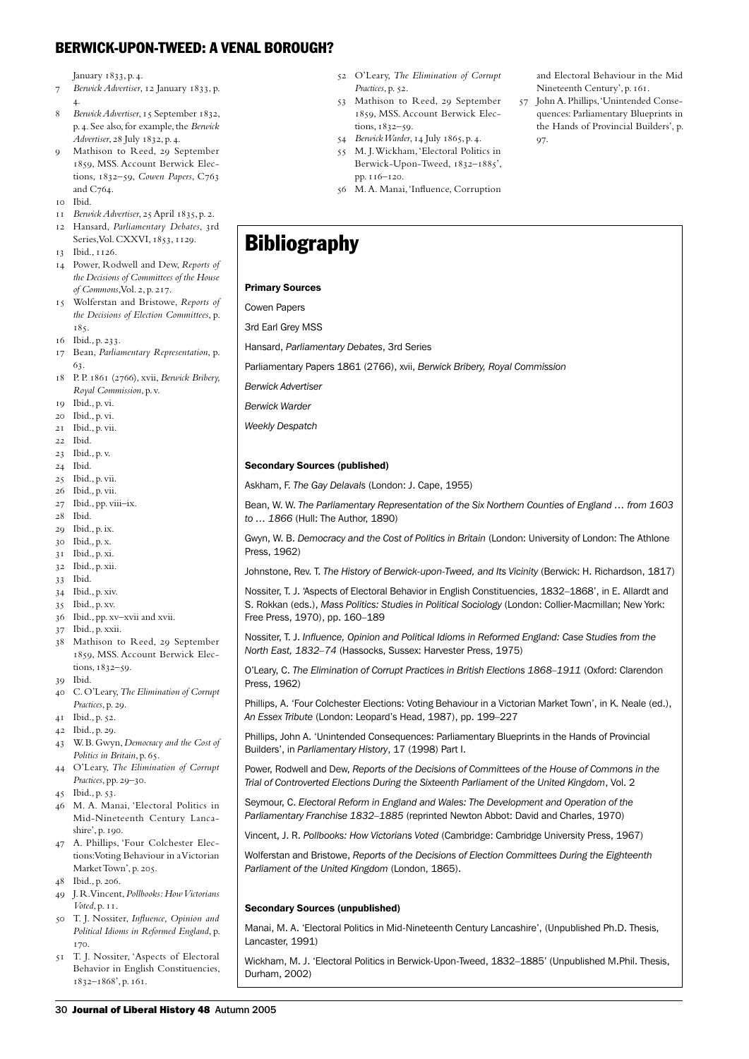January 1833, p. 4.

7 *Berwick Advertiser*, 12 January 1833, p. 4.
8 *Berwick Advertiser*, 15 September 1832, p. 4. See also, for example, the *Berwick Advertiser*, 28 July 1832, p. 4.
9 Mathison to Reed, 29 September 1859, MSS. Account Berwick Elections, 1832–59, *Cowen Papers*, C763 and C764.
10 Ibid.
11 *Berwick Advertiser*, 25 April 1835, p. 2.
12 Hansard, *Parliamentary Debates*, 3rd Series, Vol. CXXVI, 1853, 1129.
13 Ibid., 1126.
14 Power, Rodwell and Dew, *Reports of the Decisions of Committees of the House of Commons*, Vol. 2, p. 217.
15 Wolferstan and Bristowe, *Reports of the Decisions of Election Committees*, p. 185.
16 Ibid., p. 233.
17 Bean, *Parliamentary Representation*, p. 63.
18 P. P. 1861 (2766), xvii, *Berwick Bribery, Royal Commission*, p. v.
19 Ibid., p. vi.
20 Ibid., p. vi.
21 Ibid., p. vii.
22 Ibid.
23 Ibid., p. v.
24 Ibid.
25 Ibid., p. vii.
26 Ibid., p. vii.
27 Ibid., pp. viii–ix.
28 Ibid.
29 Ibid., p. ix.
30 Ibid., p. x.
31 Ibid., p. xi.
32 Ibid., p. xii.
33 Ibid.
34 Ibid., p. xiv.
35 Ibid., p. xv.
36 Ibid., pp. xv–xvii and xvii.
37 Ibid., p. xxii.
38 Mathison to Reed, 29 September 1859, MSS. Account Berwick Elections, 1832–59.
39 Ibid.
40 C. O'Leary, *The Elimination of Corrupt Practices*, p. 29.
41 Ibid., p. 52.
42 Ibid., p. 29.
43 W. B. Gwyn, *Democracy and the Cost of Politics in Britain*, p. 65.
44 O'Leary, *The Elimination of Corrupt Practices*, pp. 29–30.
45 Ibid., p. 53.
46 M. A. Manai, 'Electoral Politics in Mid-Nineteenth Century Lancashire', p. 190.
47 A. Phillips, 'Four Colchester Elections: Voting Behaviour in a Victorian Market Town', p. 205.
48 Ibid., p. 206.
49 J. R. Vincent, *Pollbooks: How Victorians Voted*, p. 11.
50 T. J. Nossiter, *Influence, Opinion and Political Idioms in Reformed England*, p. 170.
51 T. J. Nossiter, 'Aspects of Electoral Behavior in English Constituencies, 1832–1868', p. 161.
52 O'Leary, *The Elimination of Corrupt Practices*, p. 52.
53 Mathison to Reed, 29 September 1859, MSS. Account Berwick Elections, 1832–59.
54 *Berwick Warder*, 14 July 1865, p. 4.
55 M. J. Wickham, 'Electoral Politics in Berwick-Upon-Tweed, 1832–1885', pp. 116–120.
56 M. A. Manai, 'Influence, Corruption and Electoral Behaviour in the Mid Nineteenth Century', p. 161.
57 John A. Phillips, 'Unintended Consequences: Parliamentary Blueprints in the Hands of Provincial Builders', p. 97.

# Bibliography

**Primary Sources**

Cowen Papers

3rd Earl Grey MSS

Hansard, *Parliamentary Debates*, 3rd Series

Parliamentary Papers 1861 (2766), xvii, *Berwick Bribery, Royal Commission*

*Berwick Advertiser*

*Berwick Warder*

*Weekly Despatch*

**Secondary Sources (published)**

Askham, F. *The Gay Delavals* (London: J. Cape, 1955)

Bean, W. W. *The Parliamentary Representation of the Six Northern Counties of England … from 1603 to … 1866* (Hull: The Author, 1890)

Gwyn, W. B. *Democracy and the Cost of Politics in Britain* (London: University of London: The Athlone Press, 1962)

Johnstone, Rev. T. *The History of Berwick-upon-Tweed, and Its Vicinity* (Berwick: H. Richardson, 1817)

Nossiter, T. J. 'Aspects of Electoral Behavior in English Constituencies, 1832–1868', in E. Allardt and S. Rokkan (eds.), *Mass Politics: Studies in Political Sociology* (London: Collier-Macmillan; New York: Free Press, 1970), pp. 160–189

Nossiter, T. J. *Influence, Opinion and Political Idioms in Reformed England: Case Studies from the North East, 1832–74* (Hassocks, Sussex: Harvester Press, 1975)

O'Leary, C. *The Elimination of Corrupt Practices in British Elections 1868–1911* (Oxford: Clarendon Press, 1962)

Phillips, A. 'Four Colchester Elections: Voting Behaviour in a Victorian Market Town', in K. Neale (ed.), *An Essex Tribute* (London: Leopard's Head, 1987), pp. 199–227

Phillips, John A. 'Unintended Consequences: Parliamentary Blueprints in the Hands of Provincial Builders', in *Parliamentary History*, 17 (1998) Part I.

Power, Rodwell and Dew, *Reports of the Decisions of Committees of the House of Commons in the Trial of Controverted Elections During the Sixteenth Parliament of the United Kingdom*, Vol. 2

Seymour, C. *Electoral Reform in England and Wales: The Development and Operation of the Parliamentary Franchise 1832–1885* (reprinted Newton Abbot: David and Charles, 1970)

Vincent, J. R. *Pollbooks: How Victorians Voted* (Cambridge: Cambridge University Press, 1967)

Wolferstan and Bristowe, *Reports of the Decisions of Election Committees During the Eighteenth Parliament of the United Kingdom* (London, 1865).

**Secondary Sources (unpublished)**

Manai, M. A. 'Electoral Politics in Mid-Nineteenth Century Lancashire', (Unpublished Ph.D. Thesis, Lancaster, 1991)

Wickham, M. J. 'Electoral Politics in Berwick-Upon-Tweed, 1832–1885' (Unpublished M.Phil. Thesis, Durham, 2002)